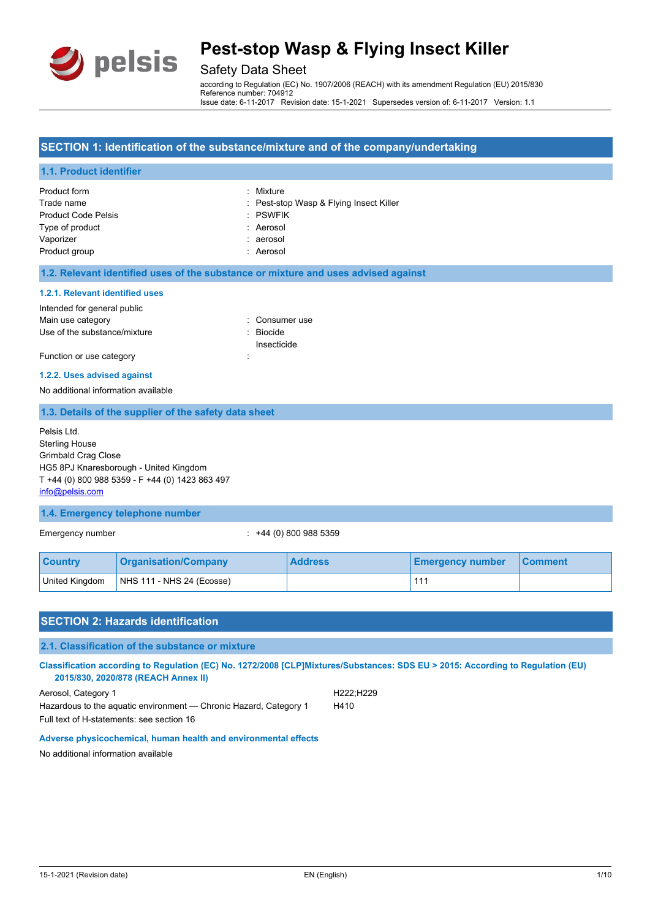# Pest-stop Wasp & Flying Insect Killer

## Safety Data Sheet

according to Regulation (EC) No. 1907/2006 (REACH) with its amendment Regulation (EU) 2015/830
Reference number: 704912
Issue date: 6-11-2017 Revision date: 15-1-2021 Supersedes version of: 6-11-2017 Version: 1.1

## SECTION 1: Identification of the substance/mixture and of the company/undertaking

### 1.1. Product identifier

| | |
|---|---|
| Product form | : Mixture |
| Trade name | : Pest-stop Wasp & Flying Insect Killer |
| Product Code Pelsis | : PSWFIK |
| Type of product | : Aerosol |
| Vaporizer | : aerosol |
| Product group | : Aerosol |

### 1.2. Relevant identified uses of the substance or mixture and uses advised against

#### 1.2.1. Relevant identified uses

Intended for general public

| | |
|---|---|
| Main use category | : Consumer use |
| Use of the substance/mixture | : Biocide<br>Insecticide |
| Function or use category | : |

#### 1.2.2. Uses advised against

No additional information available

### 1.3. Details of the supplier of the safety data sheet

Pelsis Ltd.
Sterling House
Grimbald Crag Close
HG5 8PJ Knaresborough - United Kingdom
T +44 (0) 800 988 5359 - F +44 (0) 1423 863 497
info@pelsis.com

### 1.4. Emergency telephone number

Emergency number : +44 (0) 800 988 5359

| Country | Organisation/Company | Address | Emergency number | Comment |
|---|---|---|---|---|
| United Kingdom | NHS 111 - NHS 24 (Ecosse) | | 111 | |

## SECTION 2: Hazards identification

### 2.1. Classification of the substance or mixture

#### Classification according to Regulation (EC) No. 1272/2008 [CLP]Mixtures/Substances: SDS EU > 2015: According to Regulation (EU) 2015/830, 2020/878 (REACH Annex II)

| | |
|---|---|
| Aerosol, Category 1 | H222;H229 |
| Hazardous to the aquatic environment — Chronic Hazard, Category 1 | H410 |

Full text of H-statements: see section 16

#### Adverse physicochemical, human health and environmental effects

No additional information available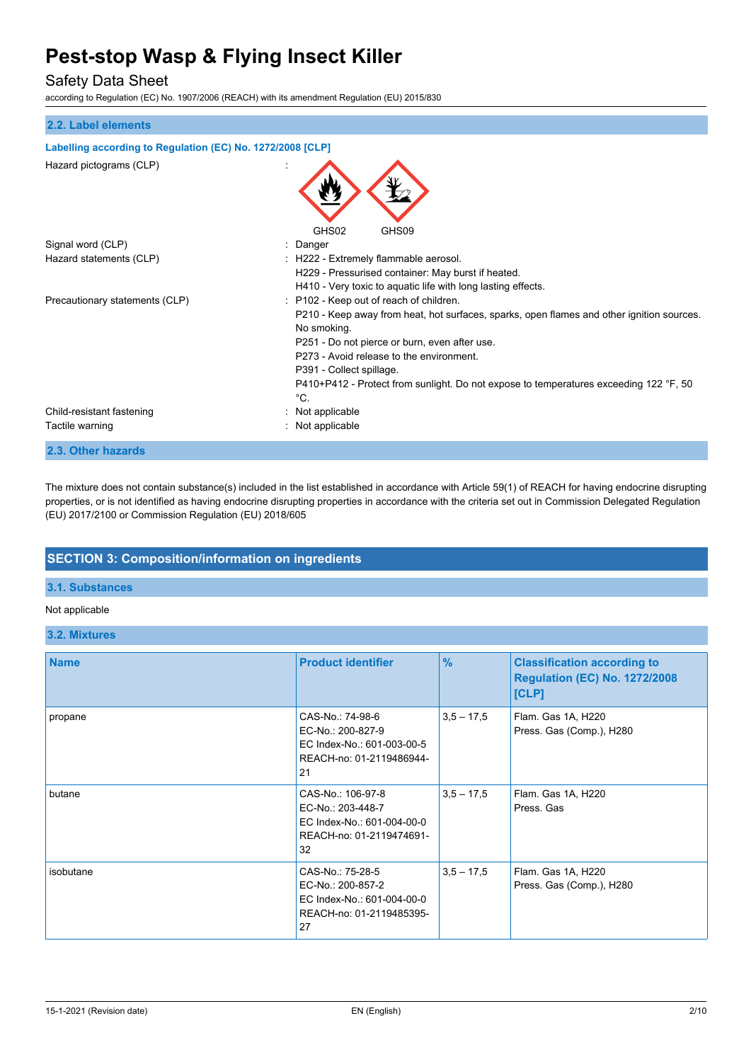## 2.2. Label elements

**Labelling according to Regulation (EC) No. 1272/2008 [CLP]**

Hazard pictograms (CLP) :

GHS02 GHS09

| | |
|---|---|
| Signal word (CLP) | : Danger |
| Hazard statements (CLP) | : H222 - Extremely flammable aerosol.<br>H229 - Pressurised container: May burst if heated.<br>H410 - Very toxic to aquatic life with long lasting effects. |
| Precautionary statements (CLP) | : P102 - Keep out of reach of children.<br>P210 - Keep away from heat, hot surfaces, sparks, open flames and other ignition sources. No smoking.<br>P251 - Do not pierce or burn, even after use.<br>P273 - Avoid release to the environment.<br>P391 - Collect spillage.<br>P410+P412 - Protect from sunlight. Do not expose to temperatures exceeding 122 °F, 50 °C. |
| Child-resistant fastening | : Not applicable |
| Tactile warning | : Not applicable |

## 2.3. Other hazards

The mixture does not contain substance(s) included in the list established in accordance with Article 59(1) of REACH for having endocrine disrupting properties, or is not identified as having endocrine disrupting properties in accordance with the criteria set out in Commission Delegated Regulation (EU) 2017/2100 or Commission Regulation (EU) 2018/605

# SECTION 3: Composition/information on ingredients

## 3.1. Substances

Not applicable

## 3.2. Mixtures

| Name | Product identifier | % | Classification according to Regulation (EC) No. 1272/2008 [CLP] |
|---|---|---|---|
| propane | CAS-No.: 74-98-6<br>EC-No.: 200-827-9<br>EC Index-No.: 601-003-00-5<br>REACH-no: 01-2119486944-21 | 3,5 – 17,5 | Flam. Gas 1A, H220<br>Press. Gas (Comp.), H280 |
| butane | CAS-No.: 106-97-8<br>EC-No.: 203-448-7<br>EC Index-No.: 601-004-00-0<br>REACH-no: 01-2119474691-32 | 3,5 – 17,5 | Flam. Gas 1A, H220<br>Press. Gas |
| isobutane | CAS-No.: 75-28-5<br>EC-No.: 200-857-2<br>EC Index-No.: 601-004-00-0<br>REACH-no: 01-2119485395-27 | 3,5 – 17,5 | Flam. Gas 1A, H220<br>Press. Gas (Comp.), H280 |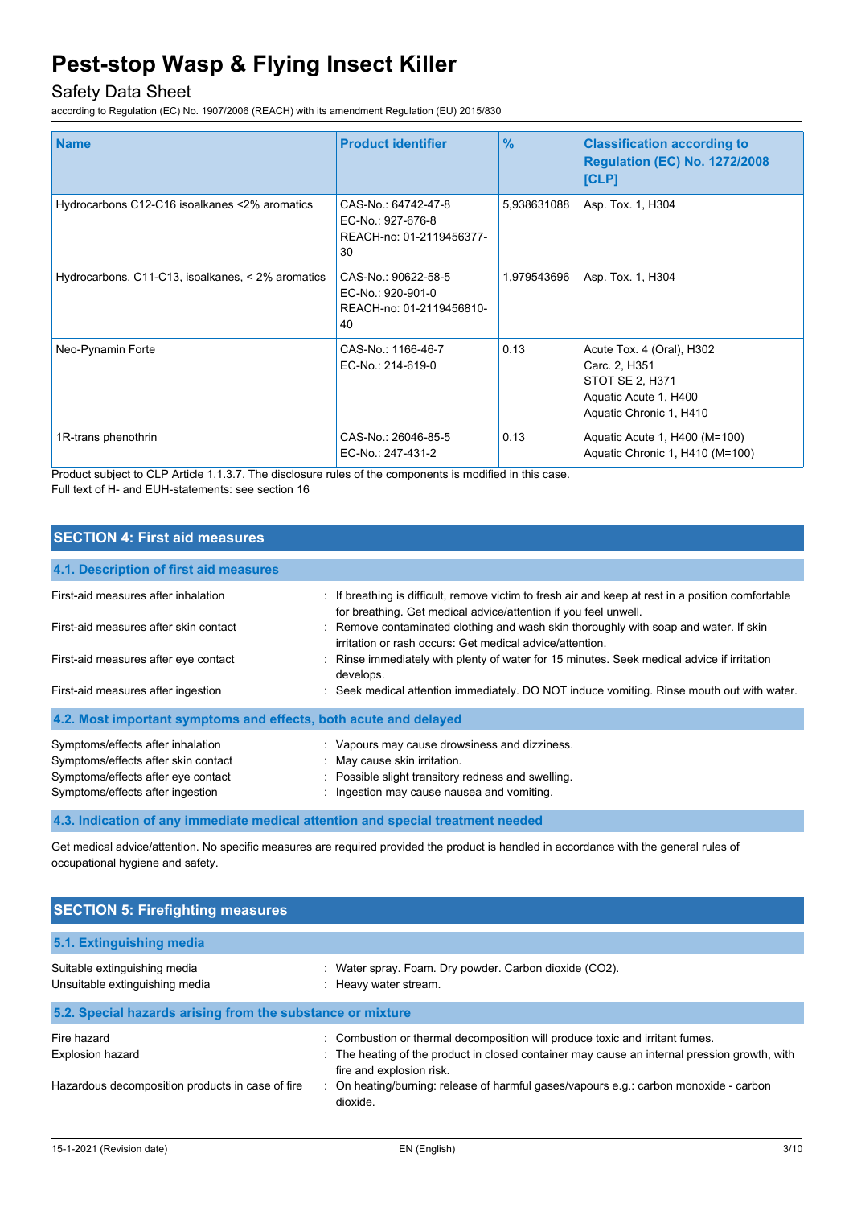| Name | Product identifier | % | Classification according to Regulation (EC) No. 1272/2008 [CLP] |
|---|---|---|---|
| Hydrocarbons C12-C16 isoalkanes <2% aromatics | CAS-No.: 64742-47-8<br>EC-No.: 927-676-8<br>REACH-no: 01-2119456377-30 | 5,938631088 | Asp. Tox. 1, H304 |
| Hydrocarbons, C11-C13, isoalkanes, < 2% aromatics | CAS-No.: 90622-58-5<br>EC-No.: 920-901-0<br>REACH-no: 01-2119456810-40 | 1,979543696 | Asp. Tox. 1, H304 |
| Neo-Pynamin Forte | CAS-No.: 1166-46-7<br>EC-No.: 214-619-0 | 0.13 | Acute Tox. 4 (Oral), H302<br>Carc. 2, H351<br>STOT SE 2, H371<br>Aquatic Acute 1, H400<br>Aquatic Chronic 1, H410 |
| 1R-trans phenothrin | CAS-No.: 26046-85-5<br>EC-No.: 247-431-2 | 0.13 | Aquatic Acute 1, H400 (M=100)<br>Aquatic Chronic 1, H410 (M=100) |

Product subject to CLP Article 1.1.3.7. The disclosure rules of the components is modified in this case.
Full text of H- and EUH-statements: see section 16

## SECTION 4: First aid measures

### 4.1. Description of first aid measures

First-aid measures after inhalation : If breathing is difficult, remove victim to fresh air and keep at rest in a position comfortable for breathing. Get medical advice/attention if you feel unwell.

First-aid measures after skin contact : Remove contaminated clothing and wash skin thoroughly with soap and water. If skin irritation or rash occurs: Get medical advice/attention.

First-aid measures after eye contact : Rinse immediately with plenty of water for 15 minutes. Seek medical advice if irritation develops.

First-aid measures after ingestion : Seek medical attention immediately. DO NOT induce vomiting. Rinse mouth out with water.

### 4.2. Most important symptoms and effects, both acute and delayed

Symptoms/effects after inhalation : Vapours may cause drowsiness and dizziness.

Symptoms/effects after skin contact : May cause skin irritation.

Symptoms/effects after eye contact : Possible slight transitory redness and swelling.

Symptoms/effects after ingestion : Ingestion may cause nausea and vomiting.

### 4.3. Indication of any immediate medical attention and special treatment needed

Get medical advice/attention. No specific measures are required provided the product is handled in accordance with the general rules of occupational hygiene and safety.

## SECTION 5: Firefighting measures

### 5.1. Extinguishing media

Suitable extinguishing media : Water spray. Foam. Dry powder. Carbon dioxide ($CO_2$).

Unsuitable extinguishing media : Heavy water stream.

### 5.2. Special hazards arising from the substance or mixture

Fire hazard : Combustion or thermal decomposition will produce toxic and irritant fumes.

Explosion hazard : The heating of the product in closed container may cause an internal pression growth, with fire and explosion risk.

Hazardous decomposition products in case of fire : On heating/burning: release of harmful gases/vapours e.g.: carbon monoxide - carbon dioxide.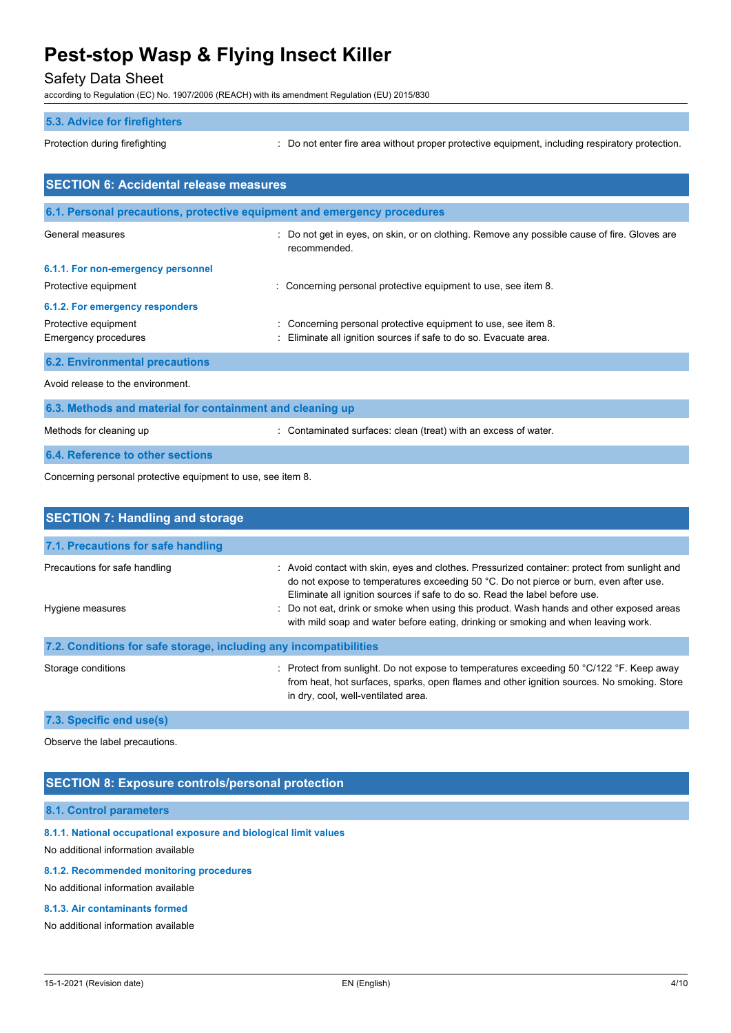### 5.3. Advice for firefighters

| | |
|---|---|
| Protection during firefighting | : Do not enter fire area without proper protective equipment, including respiratory protection. |

## SECTION 6: Accidental release measures

### 6.1. Personal precautions, protective equipment and emergency procedures

| | |
|---|---|
| General measures | : Do not get in eyes, on skin, or on clothing. Remove any possible cause of fire. Gloves are recommended. |

#### 6.1.1. For non-emergency personnel

| | |
|---|---|
| Protective equipment | : Concerning personal protective equipment to use, see item 8. |

#### 6.1.2. For emergency responders

| | |
|---|---|
| Protective equipment | : Concerning personal protective equipment to use, see item 8. |
| Emergency procedures | : Eliminate all ignition sources if safe to do so. Evacuate area. |

### 6.2. Environmental precautions

Avoid release to the environment.

### 6.3. Methods and material for containment and cleaning up

| | |
|---|---|
| Methods for cleaning up | : Contaminated surfaces: clean (treat) with an excess of water. |

### 6.4. Reference to other sections

Concerning personal protective equipment to use, see item 8.

## SECTION 7: Handling and storage

### 7.1. Precautions for safe handling

| | |
|---|---|
| Precautions for safe handling | : Avoid contact with skin, eyes and clothes. Pressurized container: protect from sunlight and do not expose to temperatures exceeding 50 °C. Do not pierce or burn, even after use. Eliminate all ignition sources if safe to do so. Read the label before use. |
| Hygiene measures | : Do not eat, drink or smoke when using this product. Wash hands and other exposed areas with mild soap and water before eating, drinking or smoking and when leaving work. |

### 7.2. Conditions for safe storage, including any incompatibilities

| | |
|---|---|
| Storage conditions | : Protect from sunlight. Do not expose to temperatures exceeding 50 °C/122 °F. Keep away from heat, hot surfaces, sparks, open flames and other ignition sources. No smoking. Store in dry, cool, well-ventilated area. |

### 7.3. Specific end use(s)

Observe the label precautions.

## SECTION 8: Exposure controls/personal protection

### 8.1. Control parameters

#### 8.1.1. National occupational exposure and biological limit values

No additional information available

#### 8.1.2. Recommended monitoring procedures

No additional information available

#### 8.1.3. Air contaminants formed

No additional information available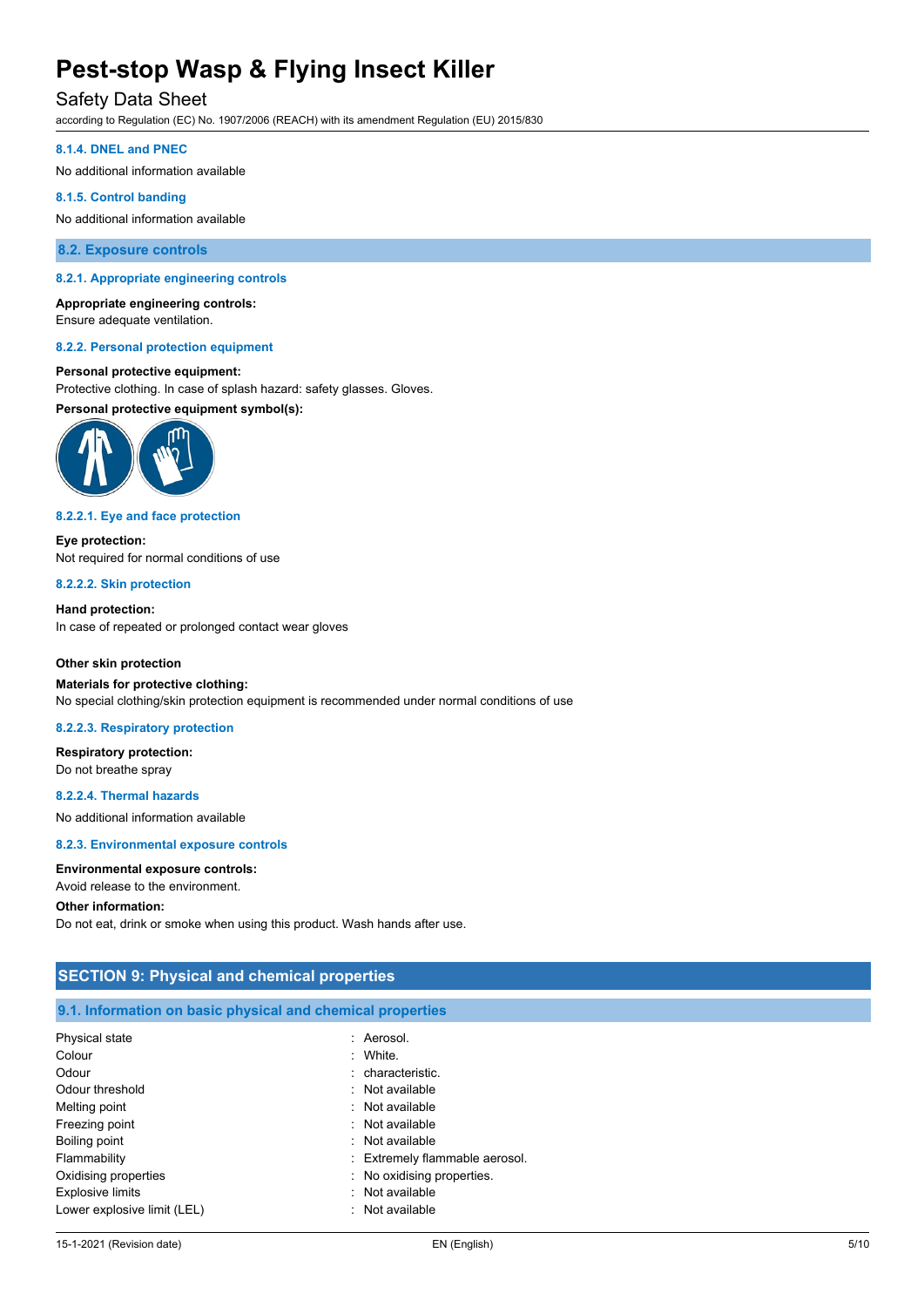#### 8.1.4. DNEL and PNEC

No additional information available

#### 8.1.5. Control banding

No additional information available

### 8.2. Exposure controls

#### 8.2.1. Appropriate engineering controls

**Appropriate engineering controls:**
Ensure adequate ventilation.

#### 8.2.2. Personal protection equipment

**Personal protective equipment:**
Protective clothing. In case of splash hazard: safety glasses. Gloves.

**Personal protective equipment symbol(s):**

#### 8.2.2.1. Eye and face protection

**Eye protection:**
Not required for normal conditions of use

#### 8.2.2.2. Skin protection

**Hand protection:**
In case of repeated or prolonged contact wear gloves

**Other skin protection**

**Materials for protective clothing:**
No special clothing/skin protection equipment is recommended under normal conditions of use

#### 8.2.2.3. Respiratory protection

**Respiratory protection:**
Do not breathe spray

#### 8.2.2.4. Thermal hazards

No additional information available

#### 8.2.3. Environmental exposure controls

**Environmental exposure controls:**
Avoid release to the environment.

**Other information:**
Do not eat, drink or smoke when using this product. Wash hands after use.

## SECTION 9: Physical and chemical properties

### 9.1. Information on basic physical and chemical properties

| | |
|---|---|
| Physical state | : Aerosol. |
| Colour | : White. |
| Odour | : characteristic. |
| Odour threshold | : Not available |
| Melting point | : Not available |
| Freezing point | : Not available |
| Boiling point | : Not available |
| Flammability | : Extremely flammable aerosol. |
| Oxidising properties | : No oxidising properties. |
| Explosive limits | : Not available |
| Lower explosive limit (LEL) | : Not available |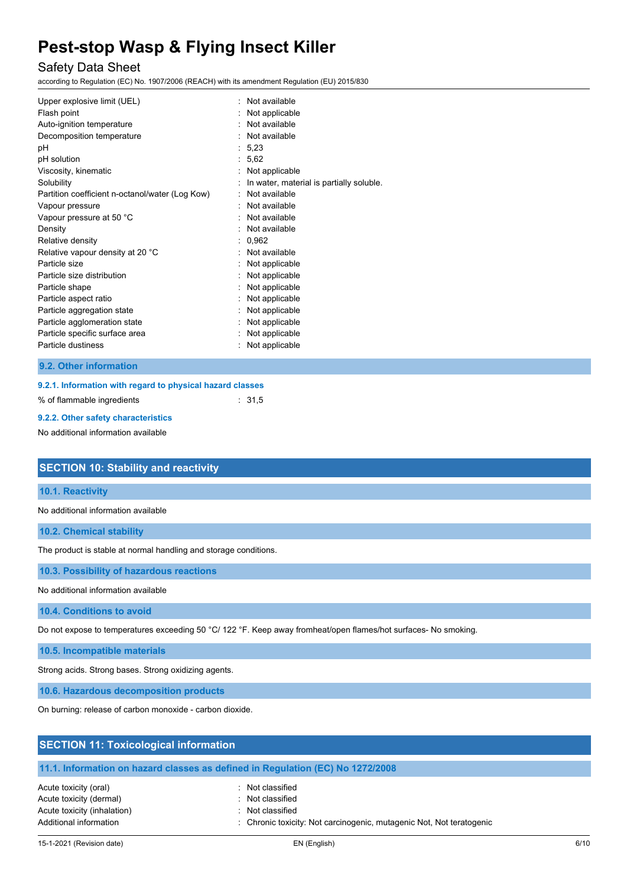| | |
|---|---|
| Upper explosive limit (UEL) | : Not available |
| Flash point | : Not applicable |
| Auto-ignition temperature | : Not available |
| Decomposition temperature | : Not available |
| pH | : 5,23 |
| pH solution | : 5,62 |
| Viscosity, kinematic | : Not applicable |
| Solubility | : In water, material is partially soluble. |
| Partition coefficient n-octanol/water (Log Kow) | : Not available |
| Vapour pressure | : Not available |
| Vapour pressure at 50 °C | : Not available |
| Density | : Not available |
| Relative density | : 0,962 |
| Relative vapour density at 20 °C | : Not available |
| Particle size | : Not applicable |
| Particle size distribution | : Not applicable |
| Particle shape | : Not applicable |
| Particle aspect ratio | : Not applicable |
| Particle aggregation state | : Not applicable |
| Particle agglomeration state | : Not applicable |
| Particle specific surface area | : Not applicable |
| Particle dustiness | : Not applicable |

### 9.2. Other information

#### 9.2.1. Information with regard to physical hazard classes

% of flammable ingredients : 31,5

#### 9.2.2. Other safety characteristics

No additional information available

## SECTION 10: Stability and reactivity

### 10.1. Reactivity

No additional information available

### 10.2. Chemical stability

The product is stable at normal handling and storage conditions.

### 10.3. Possibility of hazardous reactions

No additional information available

### 10.4. Conditions to avoid

Do not expose to temperatures exceeding 50 °C/ 122 °F. Keep away fromheat/open flames/hot surfaces- No smoking.

### 10.5. Incompatible materials

Strong acids. Strong bases. Strong oxidizing agents.

### 10.6. Hazardous decomposition products

On burning: release of carbon monoxide - carbon dioxide.

## SECTION 11: Toxicological information

### 11.1. Information on hazard classes as defined in Regulation (EC) No 1272/2008

| | |
|---|---|
| Acute toxicity (oral) | : Not classified |
| Acute toxicity (dermal) | : Not classified |
| Acute toxicity (inhalation) | : Not classified |
| Additional information | : Chronic toxicity: Not carcinogenic, mutagenic Not, Not teratogenic |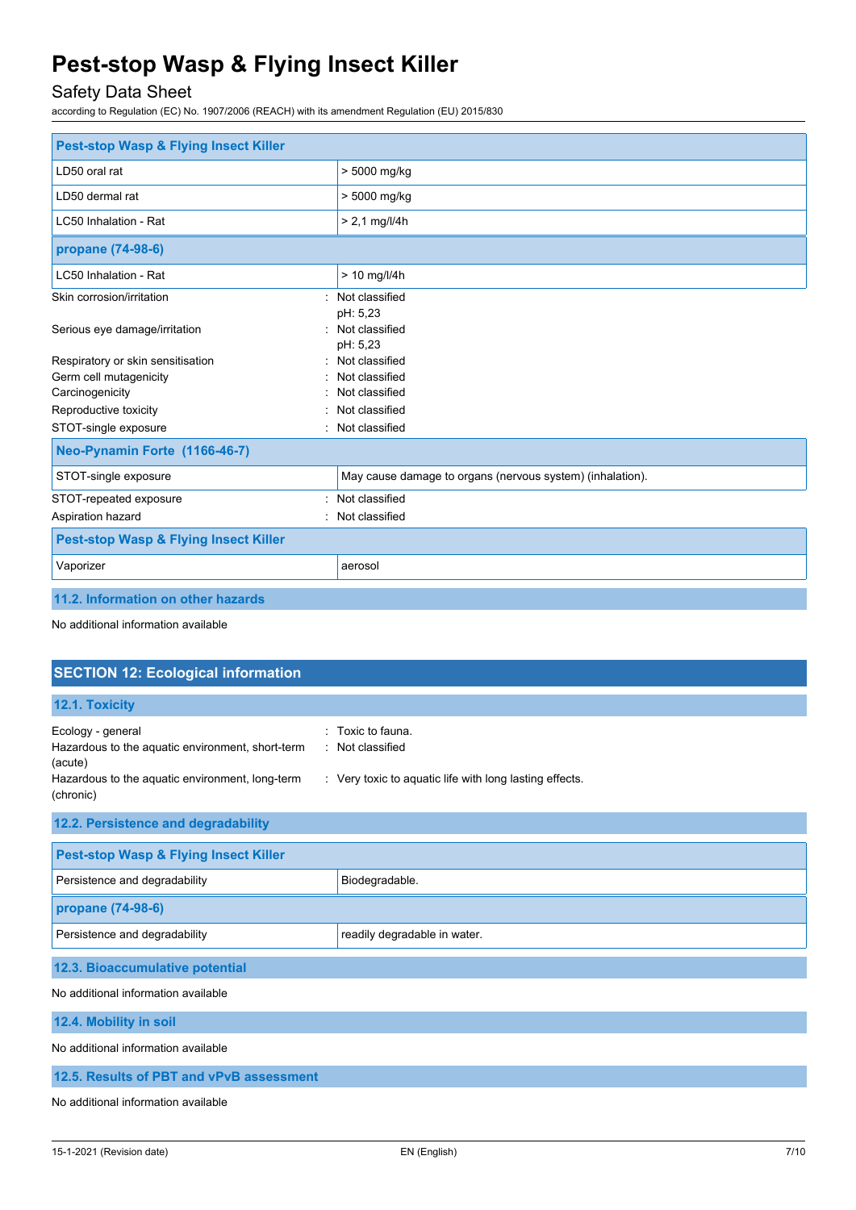| Pest-stop Wasp & Flying Insect Killer | |
|---|---|
| LD50 oral rat | > 5000 mg/kg |
| LD50 dermal rat | > 5000 mg/kg |
| LC50 Inhalation - Rat | > 2,1 mg/l/4h |

| propane (74-98-6) | |
|---|---|
| LC50 Inhalation - Rat | > 10 mg/l/4h |

Skin corrosion/irritation : Not classified
pH: 5,23

Serious eye damage/irritation : Not classified
pH: 5,23

Respiratory or skin sensitisation : Not classified

Germ cell mutagenicity : Not classified

Carcinogenicity : Not classified

Reproductive toxicity : Not classified

STOT-single exposure : Not classified

| Neo-Pynamin Forte (1166-46-7) | |
|---|---|
| STOT-single exposure | May cause damage to organs (nervous system) (inhalation). |

STOT-repeated exposure : Not classified

Aspiration hazard : Not classified

| Pest-stop Wasp & Flying Insect Killer | |
|---|---|
| Vaporizer | aerosol |

### 11.2. Information on other hazards

No additional information available

## SECTION 12: Ecological information

### 12.1. Toxicity

Ecology - general : Toxic to fauna.

Hazardous to the aquatic environment, short-term (acute) : Not classified

Hazardous to the aquatic environment, long-term (chronic) : Very toxic to aquatic life with long lasting effects.

### 12.2. Persistence and degradability

| Pest-stop Wasp & Flying Insect Killer | |
|---|---|
| Persistence and degradability | Biodegradable. |

| propane (74-98-6) | |
|---|---|
| Persistence and degradability | readily degradable in water. |

### 12.3. Bioaccumulative potential

No additional information available

### 12.4. Mobility in soil

No additional information available

### 12.5. Results of PBT and vPvB assessment

No additional information available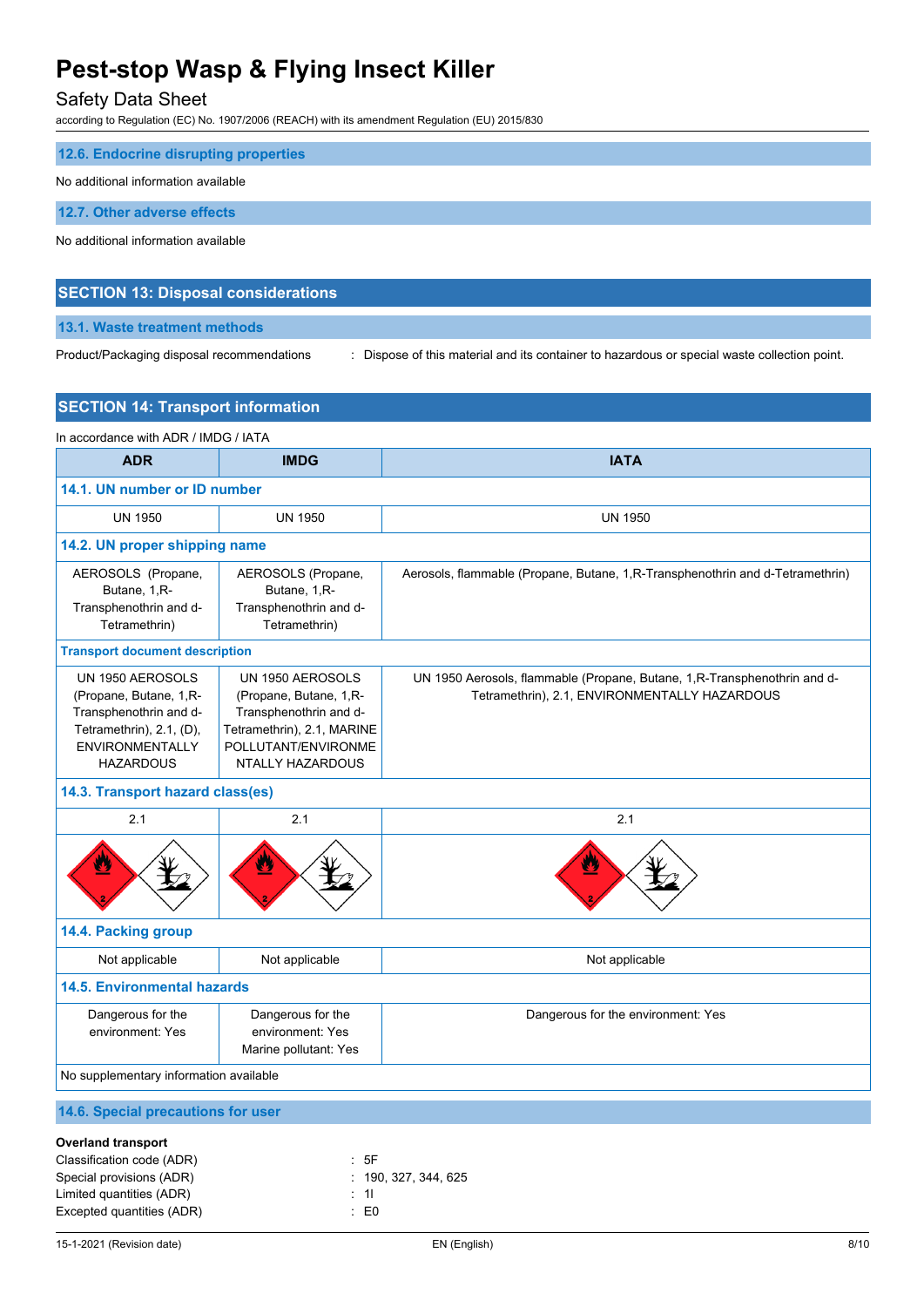### 12.6. Endocrine disrupting properties

No additional information available

### 12.7. Other adverse effects

No additional information available

## SECTION 13: Disposal considerations

### 13.1. Waste treatment methods

Product/Packaging disposal recommendations : Dispose of this material and its container to hazardous or special waste collection point.

## SECTION 14: Transport information

In accordance with ADR / IMDG / IATA

| ADR | IMDG | IATA |
|---|---|---|
| **14.1. UN number or ID number** | | |
| UN 1950 | UN 1950 | UN 1950 |
| **14.2. UN proper shipping name** | | |
| AEROSOLS (Propane, Butane, 1,R-Transphenothrin and d-Tetramethrin) | AEROSOLS (Propane, Butane, 1,R-Transphenothrin and d-Tetramethrin) | Aerosols, flammable (Propane, Butane, 1,R-Transphenothrin and d-Tetramethrin) |
| **Transport document description** | | |
| UN 1950 AEROSOLS (Propane, Butane, 1,R-Transphenothrin and d-Tetramethrin), 2.1, (D), ENVIRONMENTALLY HAZARDOUS | UN 1950 AEROSOLS (Propane, Butane, 1,R-Transphenothrin and d-Tetramethrin), 2.1, MARINE POLLUTANT/ENVIRONMENTALLY HAZARDOUS | UN 1950 Aerosols, flammable (Propane, Butane, 1,R-Transphenothrin and d-Tetramethrin), 2.1, ENVIRONMENTALLY HAZARDOUS |
| **14.3. Transport hazard class(es)** | | |
| 2.1 | 2.1 | 2.1 |
| **14.4. Packing group** | | |
| Not applicable | Not applicable | Not applicable |
| **14.5. Environmental hazards** | | |
| Dangerous for the environment: Yes | Dangerous for the environment: Yes<br>Marine pollutant: Yes | Dangerous for the environment: Yes |
| No supplementary information available | | |

### 14.6. Special precautions for user

**Overland transport**

Classification code (ADR) : 5F

Special provisions (ADR) : 190, 327, 344, 625

Limited quantities (ADR) : 1l

Excepted quantities (ADR) : E0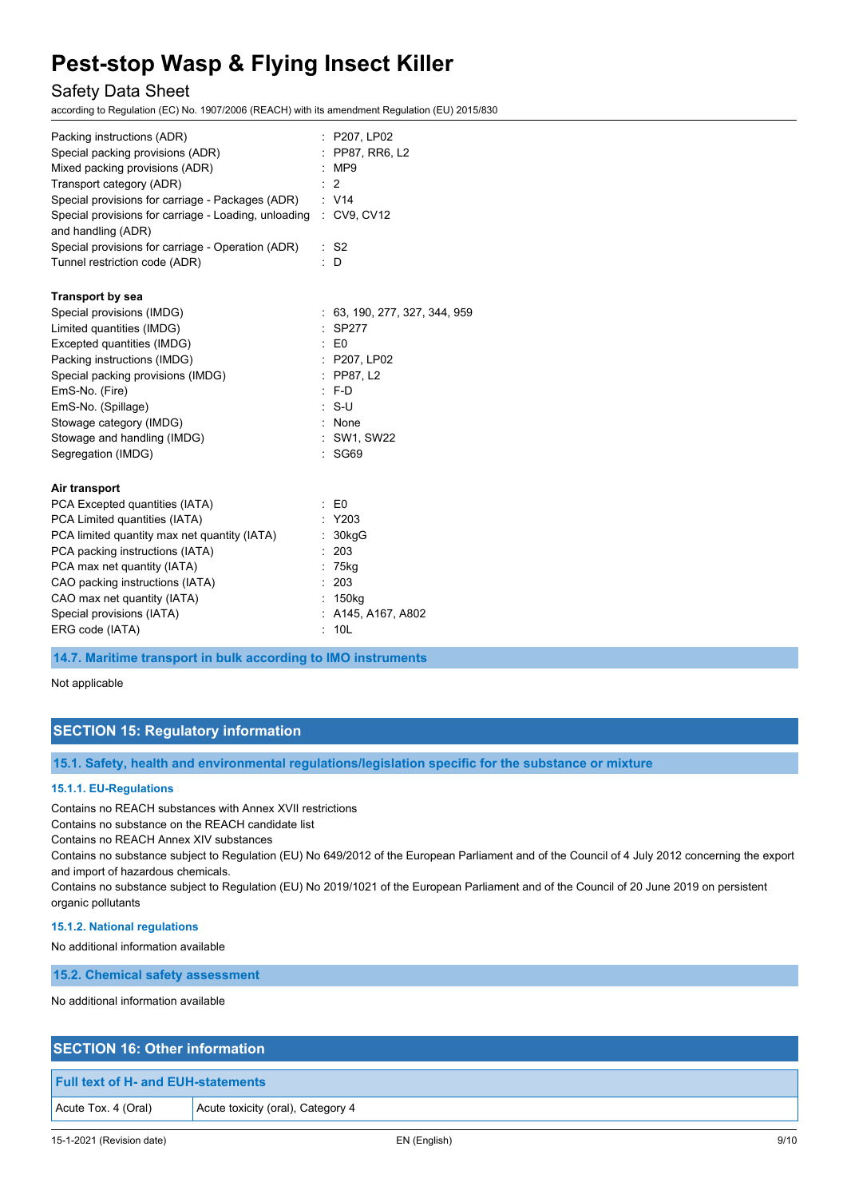| | |
|---|---|
| Packing instructions (ADR) | : P207, LP02 |
| Special packing provisions (ADR) | : PP87, RR6, L2 |
| Mixed packing provisions (ADR) | : MP9 |
| Transport category (ADR) | : 2 |
| Special provisions for carriage - Packages (ADR) | : V14 |
| Special provisions for carriage - Loading, unloading and handling (ADR) | : CV9, CV12 |
| Special provisions for carriage - Operation (ADR) | : S2 |
| Tunnel restriction code (ADR) | : D |

**Transport by sea**

| | |
|---|---|
| Special provisions (IMDG) | : 63, 190, 277, 327, 344, 959 |
| Limited quantities (IMDG) | : SP277 |
| Excepted quantities (IMDG) | : E0 |
| Packing instructions (IMDG) | : P207, LP02 |
| Special packing provisions (IMDG) | : PP87, L2 |
| EmS-No. (Fire) | : F-D |
| EmS-No. (Spillage) | : S-U |
| Stowage category (IMDG) | : None |
| Stowage and handling (IMDG) | : SW1, SW22 |
| Segregation (IMDG) | : SG69 |

**Air transport**

| | |
|---|---|
| PCA Excepted quantities (IATA) | : E0 |
| PCA Limited quantities (IATA) | : Y203 |
| PCA limited quantity max net quantity (IATA) | : 30kgG |
| PCA packing instructions (IATA) | : 203 |
| PCA max net quantity (IATA) | : 75kg |
| CAO packing instructions (IATA) | : 203 |
| CAO max net quantity (IATA) | : 150kg |
| Special provisions (IATA) | : A145, A167, A802 |
| ERG code (IATA) | : 10L |

### 14.7. Maritime transport in bulk according to IMO instruments

Not applicable

## SECTION 15: Regulatory information

### 15.1. Safety, health and environmental regulations/legislation specific for the substance or mixture

#### 15.1.1. EU-Regulations

Contains no REACH substances with Annex XVII restrictions
Contains no substance on the REACH candidate list
Contains no REACH Annex XIV substances
Contains no substance subject to Regulation (EU) No 649/2012 of the European Parliament and of the Council of 4 July 2012 concerning the export and import of hazardous chemicals.
Contains no substance subject to Regulation (EU) No 2019/1021 of the European Parliament and of the Council of 20 June 2019 on persistent organic pollutants

#### 15.1.2. National regulations

No additional information available

### 15.2. Chemical safety assessment

No additional information available

## SECTION 16: Other information

| Full text of H- and EUH-statements | |
|---|---|
| Acute Tox. 4 (Oral) | Acute toxicity (oral), Category 4 |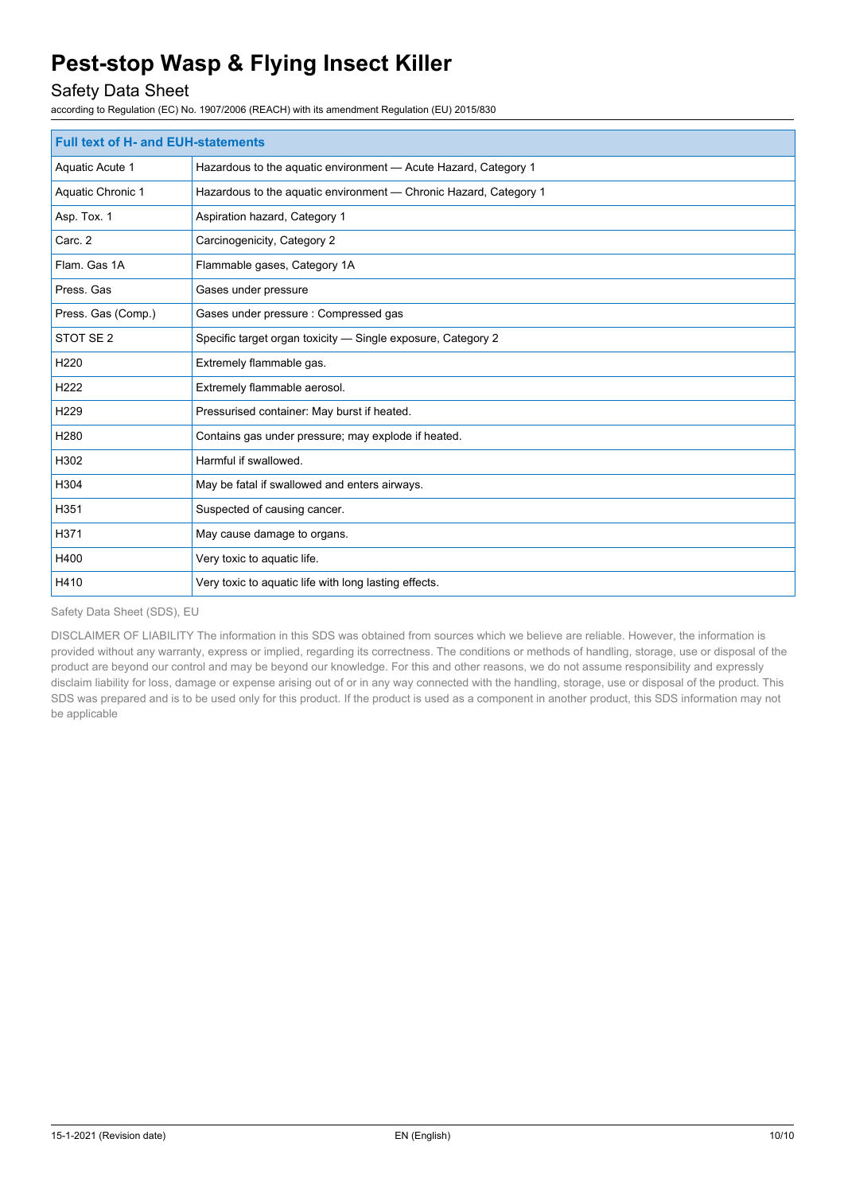# Pest-stop Wasp & Flying Insect Killer

## Safety Data Sheet

according to Regulation (EC) No. 1907/2006 (REACH) with its amendment Regulation (EU) 2015/830

| Full text of H- and EUH-statements | |
|---|---|
| Aquatic Acute 1 | Hazardous to the aquatic environment — Acute Hazard, Category 1 |
| Aquatic Chronic 1 | Hazardous to the aquatic environment — Chronic Hazard, Category 1 |
| Asp. Tox. 1 | Aspiration hazard, Category 1 |
| Carc. 2 | Carcinogenicity, Category 2 |
| Flam. Gas 1A | Flammable gases, Category 1A |
| Press. Gas | Gases under pressure |
| Press. Gas (Comp.) | Gases under pressure : Compressed gas |
| STOT SE 2 | Specific target organ toxicity — Single exposure, Category 2 |
| H220 | Extremely flammable gas. |
| H222 | Extremely flammable aerosol. |
| H229 | Pressurised container: May burst if heated. |
| H280 | Contains gas under pressure; may explode if heated. |
| H302 | Harmful if swallowed. |
| H304 | May be fatal if swallowed and enters airways. |
| H351 | Suspected of causing cancer. |
| H371 | May cause damage to organs. |
| H400 | Very toxic to aquatic life. |
| H410 | Very toxic to aquatic life with long lasting effects. |

Safety Data Sheet (SDS), EU

DISCLAIMER OF LIABILITY The information in this SDS was obtained from sources which we believe are reliable. However, the information is provided without any warranty, express or implied, regarding its correctness. The conditions or methods of handling, storage, use or disposal of the product are beyond our control and may be beyond our knowledge. For this and other reasons, we do not assume responsibility and expressly disclaim liability for loss, damage or expense arising out of or in any way connected with the handling, storage, use or disposal of the product. This SDS was prepared and is to be used only for this product. If the product is used as a component in another product, this SDS information may not be applicable

15-1-2021 (Revision date) EN (English)